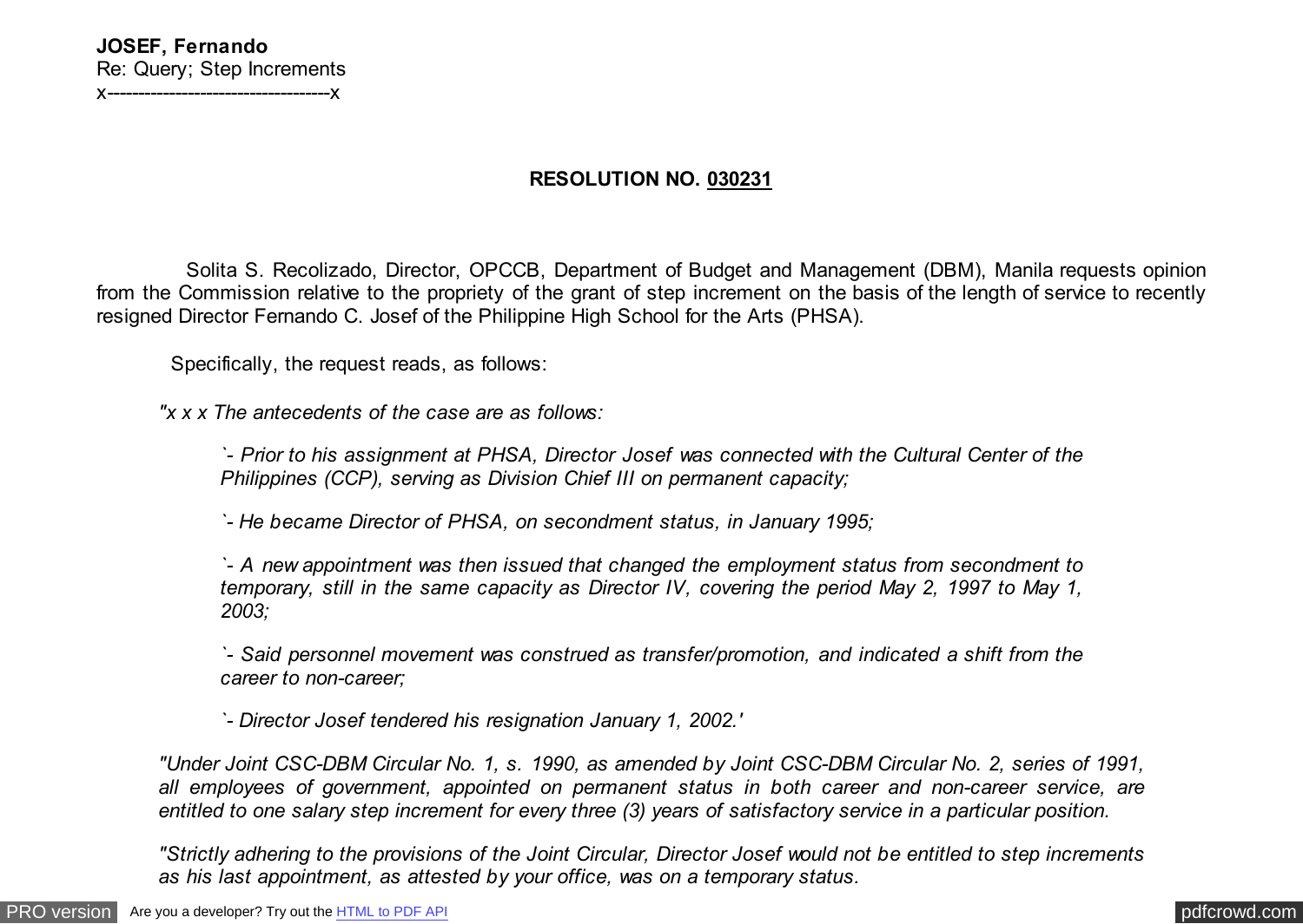**JOSEF, Fernando**
Re: Query; Step Increments
x------------------------------------x

**RESOLUTION NO. 030231**

Solita S. Recolizado, Director, OPCCB, Department of Budget and Management (DBM), Manila requests opinion from the Commission relative to the propriety of the grant of step increment on the basis of the length of service to recently resigned Director Fernando C. Josef of the Philippine High School for the Arts (PHSA).

Specifically, the request reads, as follows:

*"x x x The antecedents of the case are as follows:*

> *`- Prior to his assignment at PHSA, Director Josef was connected with the Cultural Center of the Philippines (CCP), serving as Division Chief III on permanent capacity;*
>
> *`- He became Director of PHSA, on secondment status, in January 1995;*
>
> *`- A new appointment was then issued that changed the employment status from secondment to temporary, still in the same capacity as Director IV, covering the period May 2, 1997 to May 1, 2003;*
>
> *`- Said personnel movement was construed as transfer/promotion, and indicated a shift from the career to non-career;*
>
> *`- Director Josef tendered his resignation January 1, 2002.'*

*"Under Joint CSC-DBM Circular No. 1, s. 1990, as amended by Joint CSC-DBM Circular No. 2, series of 1991, all employees of government, appointed on permanent status in both career and non-career service, are entitled to one salary step increment for every three (3) years of satisfactory service in a particular position.*

*"Strictly adhering to the provisions of the Joint Circular, Director Josef would not be entitled to step increments as his last appointment, as attested by your office, was on a temporary status.*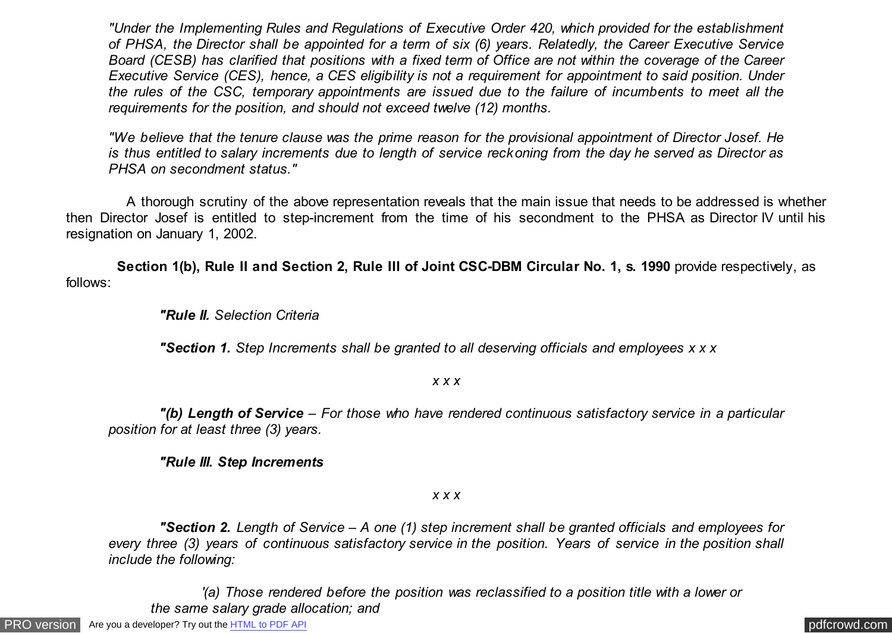*"Under the Implementing Rules and Regulations of Executive Order 420, which provided for the establishment of PHSA, the Director shall be appointed for a term of six (6) years. Relatedly, the Career Executive Service Board (CESB) has clarified that positions with a fixed term of Office are not within the coverage of the Career Executive Service (CES), hence, a CES eligibility is not a requirement for appointment to said position. Under the rules of the CSC, temporary appointments are issued due to the failure of incumbents to meet all the requirements for the position, and should not exceed twelve (12) months.*

*"We believe that the tenure clause was the prime reason for the provisional appointment of Director Josef. He is thus entitled to salary increments due to length of service reckoning from the day he served as Director as PHSA on secondment status."*

A thorough scrutiny of the above representation reveals that the main issue that needs to be addressed is whether then Director Josef is entitled to step-increment from the time of his secondment to the PHSA as Director IV until his resignation on January 1, 2002.

**Section 1(b), Rule II and Section 2, Rule III of Joint CSC-DBM Circular No. 1, s. 1990** provide respectively, as follows:

***"Rule II.*** *Selection Criteria*

***"Section 1.*** *Step Increments shall be granted to all deserving officials and employees x x x*

*x x x*

***"(b) Length of Service*** *– For those who have rendered continuous satisfactory service in a particular position for at least three (3) years.*

***"Rule III. Step Increments***

*x x x*

***"Section 2.*** *Length of Service – A one (1) step increment shall be granted officials and employees for every three (3) years of continuous satisfactory service in the position. Years of service in the position shall include the following:*

*'(a) Those rendered before the position was reclassified to a position title with a lower or the same salary grade allocation; and*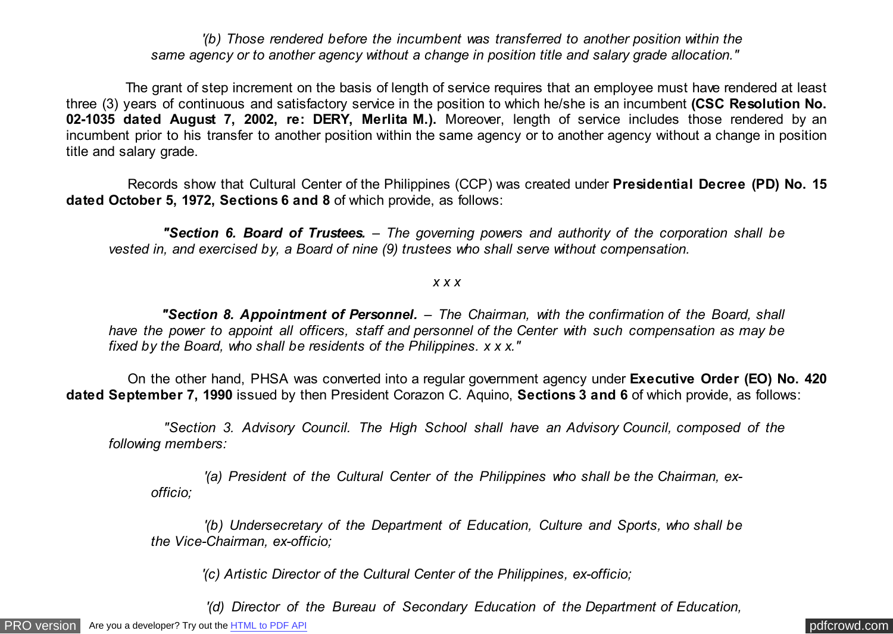*'(b) Those rendered before the incumbent was transferred to another position within the same agency or to another agency without a change in position title and salary grade allocation."*

The grant of step increment on the basis of length of service requires that an employee must have rendered at least three (3) years of continuous and satisfactory service in the position to which he/she is an incumbent **(CSC Resolution No. 02-1035 dated August 7, 2002, re: DERY, Merlita M.).** Moreover, length of service includes those rendered by an incumbent prior to his transfer to another position within the same agency or to another agency without a change in position title and salary grade.

Records show that Cultural Center of the Philippines (CCP) was created under **Presidential Decree (PD) No. 15 dated October 5, 1972, Sections 6 and 8** of which provide, as follows:

> ***"Section 6. Board of Trustees.*** *– The governing powers and authority of the corporation shall be vested in, and exercised by, a Board of nine (9) trustees who shall serve without compensation.*
>
> *x x x*
>
> ***"Section 8. Appointment of Personnel.*** *– The Chairman, with the confirmation of the Board, shall have the power to appoint all officers, staff and personnel of the Center with such compensation as may be fixed by the Board, who shall be residents of the Philippines. x x x."*

On the other hand, PHSA was converted into a regular government agency under **Executive Order (EO) No. 420 dated September 7, 1990** issued by then President Corazon C. Aquino, **Sections 3 and 6** of which provide, as follows:

> *"Section 3. Advisory Council. The High School shall have an Advisory Council, composed of the following members:*
>
> *'(a) President of the Cultural Center of the Philippines who shall be the Chairman, ex-officio;*
>
> *'(b) Undersecretary of the Department of Education, Culture and Sports, who shall be the Vice-Chairman, ex-officio;*
>
> *'(c) Artistic Director of the Cultural Center of the Philippines, ex-officio;*
>
> *'(d) Director of the Bureau of Secondary Education of the Department of Education,*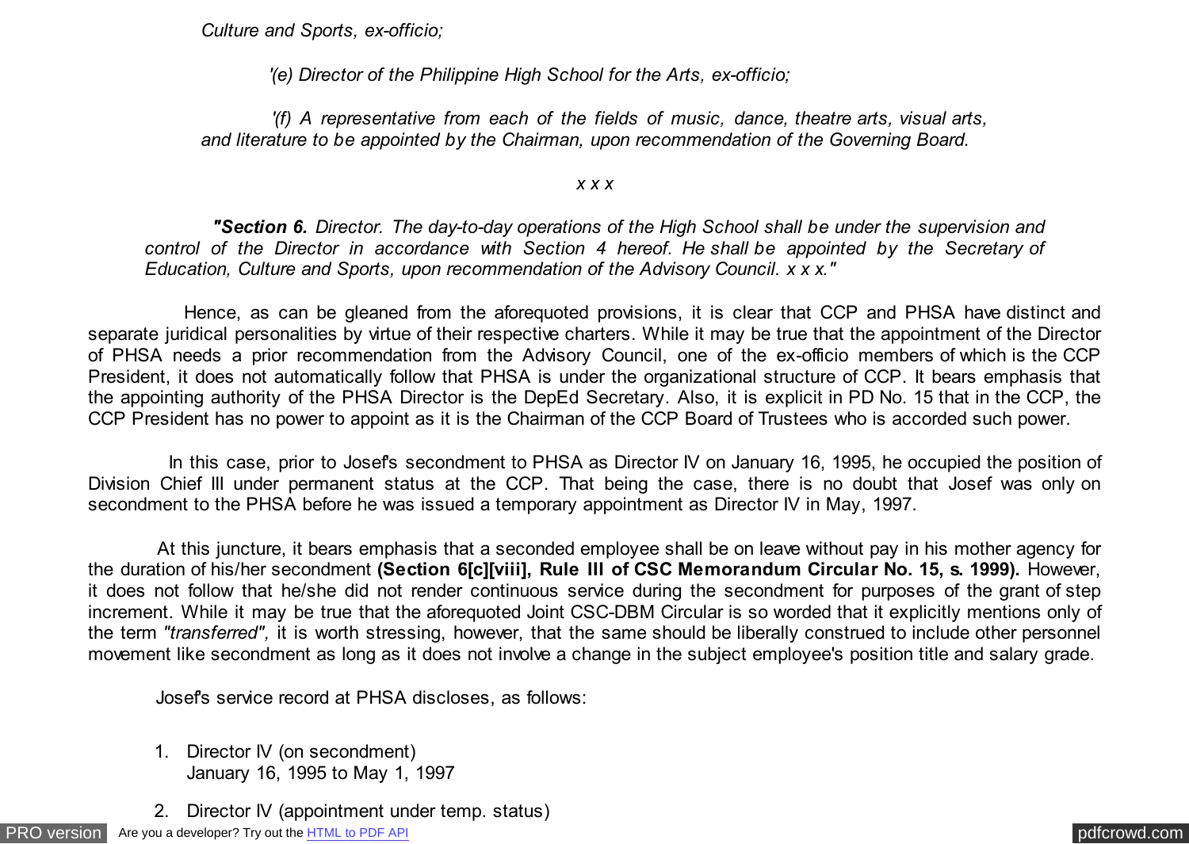*Culture and Sports, ex-officio;*

*'(e) Director of the Philippine High School for the Arts, ex-officio;*

*'(f) A representative from each of the fields of music, dance, theatre arts, visual arts, and literature to be appointed by the Chairman, upon recommendation of the Governing Board.*

*x x x*

***"Section 6.** Director. The day-to-day operations of the High School shall be under the supervision and control of the Director in accordance with Section 4 hereof. He shall be appointed by the Secretary of Education, Culture and Sports, upon recommendation of the Advisory Council. x x x."*

Hence, as can be gleaned from the aforequoted provisions, it is clear that CCP and PHSA have distinct and separate juridical personalities by virtue of their respective charters. While it may be true that the appointment of the Director of PHSA needs a prior recommendation from the Advisory Council, one of the ex-officio members of which is the CCP President, it does not automatically follow that PHSA is under the organizational structure of CCP. It bears emphasis that the appointing authority of the PHSA Director is the DepEd Secretary. Also, it is explicit in PD No. 15 that in the CCP, the CCP President has no power to appoint as it is the Chairman of the CCP Board of Trustees who is accorded such power.

In this case, prior to Josef's secondment to PHSA as Director IV on January 16, 1995, he occupied the position of Division Chief III under permanent status at the CCP. That being the case, there is no doubt that Josef was only on secondment to the PHSA before he was issued a temporary appointment as Director IV in May, 1997.

At this juncture, it bears emphasis that a seconded employee shall be on leave without pay in his mother agency for the duration of his/her secondment **(Section 6[c][viii], Rule III of CSC Memorandum Circular No. 15, s. 1999).** However, it does not follow that he/she did not render continuous service during the secondment for purposes of the grant of step increment. While it may be true that the aforequoted Joint CSC-DBM Circular is so worded that it explicitly mentions only of the term *"transferred",* it is worth stressing, however, that the same should be liberally construed to include other personnel movement like secondment as long as it does not involve a change in the subject employee's position title and salary grade.

Josef's service record at PHSA discloses, as follows:

1. Director IV (on secondment)
   January 16, 1995 to May 1, 1997

2. Director IV (appointment under temp. status)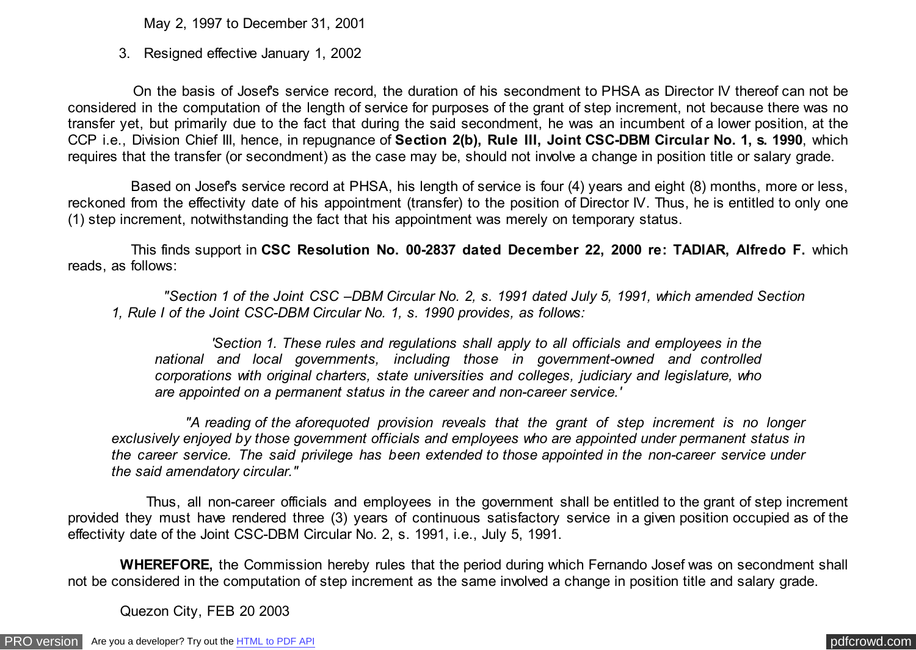May 2, 1997 to December 31, 2001

3. Resigned effective January 1, 2002

On the basis of Josef's service record, the duration of his secondment to PHSA as Director IV thereof can not be considered in the computation of the length of service for purposes of the grant of step increment, not because there was no transfer yet, but primarily due to the fact that during the said secondment, he was an incumbent of a lower position, at the CCP i.e., Division Chief III, hence, in repugnance of **Section 2(b), Rule III, Joint CSC-DBM Circular No. 1, s. 1990**, which requires that the transfer (or secondment) as the case may be, should not involve a change in position title or salary grade.

Based on Josef's service record at PHSA, his length of service is four (4) years and eight (8) months, more or less, reckoned from the effectivity date of his appointment (transfer) to the position of Director IV. Thus, he is entitled to only one (1) step increment, notwithstanding the fact that his appointment was merely on temporary status.

This finds support in **CSC Resolution No. 00-2837 dated December 22, 2000 re: TADIAR, Alfredo F.** which reads, as follows:

> *"Section 1 of the Joint CSC –DBM Circular No. 2, s. 1991 dated July 5, 1991, which amended Section 1, Rule I of the Joint CSC-DBM Circular No. 1, s. 1990 provides, as follows:*
>
> > *'Section 1. These rules and regulations shall apply to all officials and employees in the national and local governments, including those in government-owned and controlled corporations with original charters, state universities and colleges, judiciary and legislature, who are appointed on a permanent status in the career and non-career service.'*
>
> *"A reading of the aforequoted provision reveals that the grant of step increment is no longer exclusively enjoyed by those government officials and employees who are appointed under permanent status in the career service. The said privilege has been extended to those appointed in the non-career service under the said amendatory circular."*

Thus, all non-career officials and employees in the government shall be entitled to the grant of step increment provided they must have rendered three (3) years of continuous satisfactory service in a given position occupied as of the effectivity date of the Joint CSC-DBM Circular No. 2, s. 1991, i.e., July 5, 1991.

**WHEREFORE,** the Commission hereby rules that the period during which Fernando Josef was on secondment shall not be considered in the computation of step increment as the same involved a change in position title and salary grade.

Quezon City, FEB 20 2003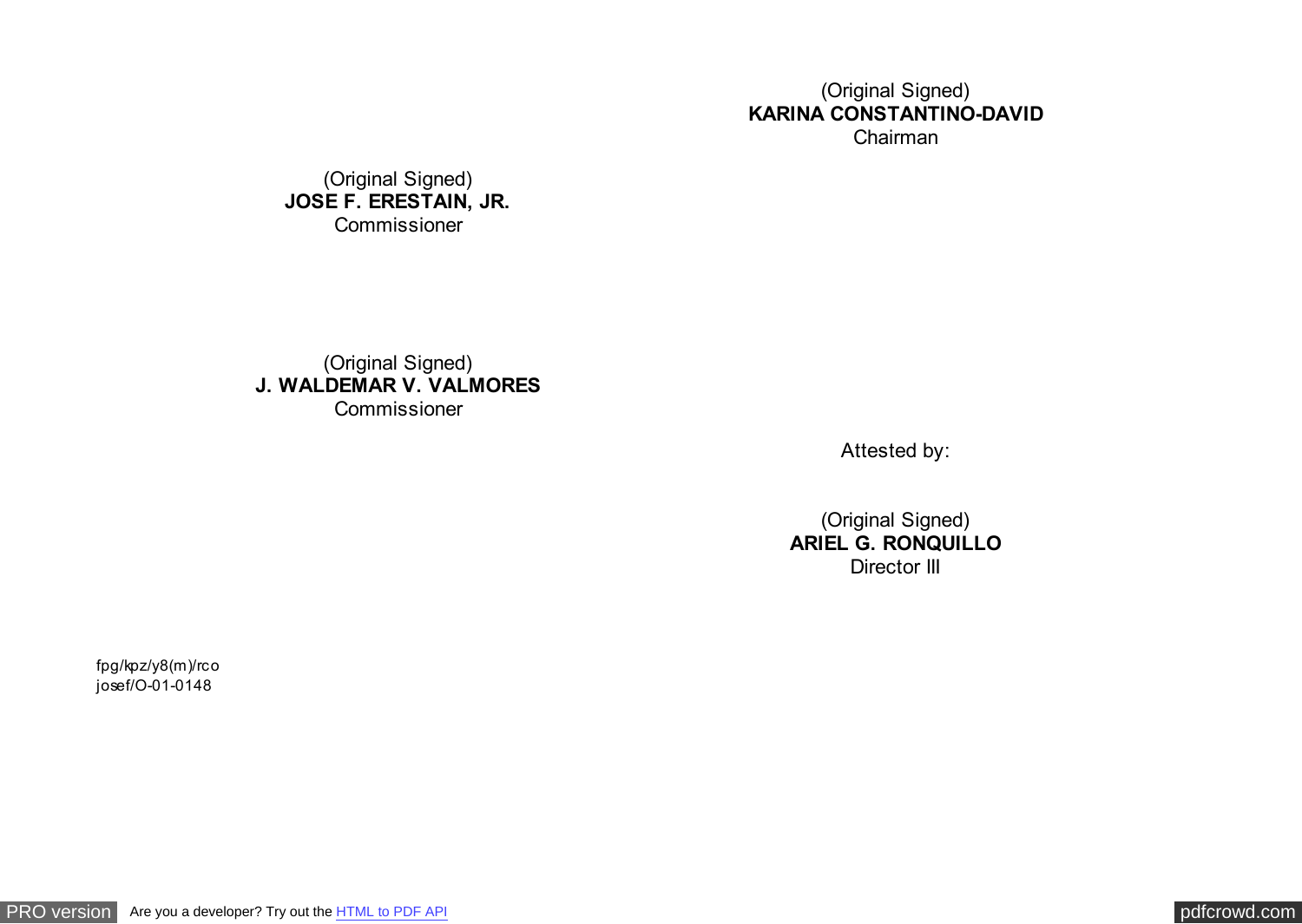(Original Signed)
**KARINA CONSTANTINO-DAVID**
Chairman

(Original Signed)
**JOSE F. ERESTAIN, JR.**
Commissioner

(Original Signed)
**J. WALDEMAR V. VALMORES**
Commissioner

Attested by:

(Original Signed)
**ARIEL G. RONQUILLO**
Director III

fpg/kpz/y8(m)/rco
josef/O-01-0148